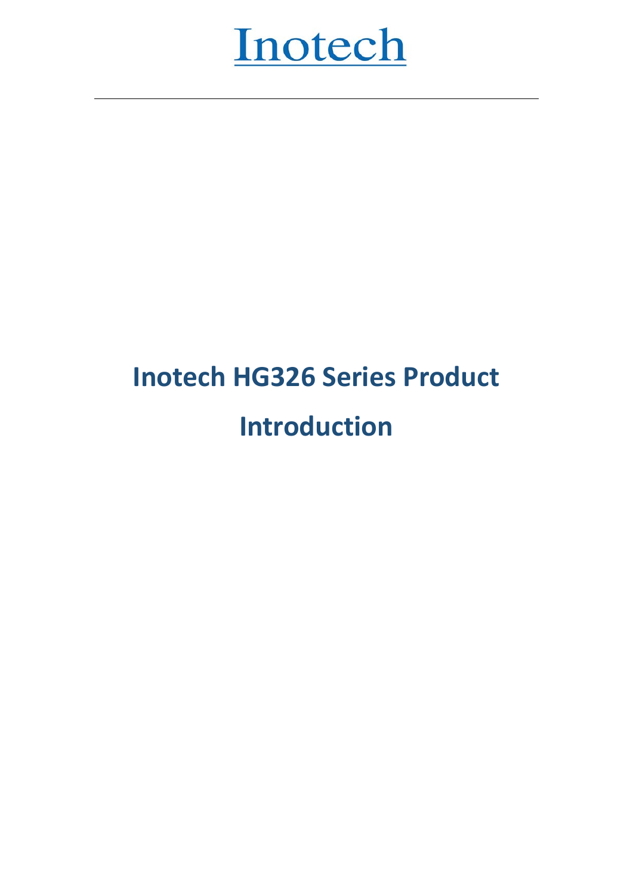Inotech

# Inotech HG326 Series Product Introduction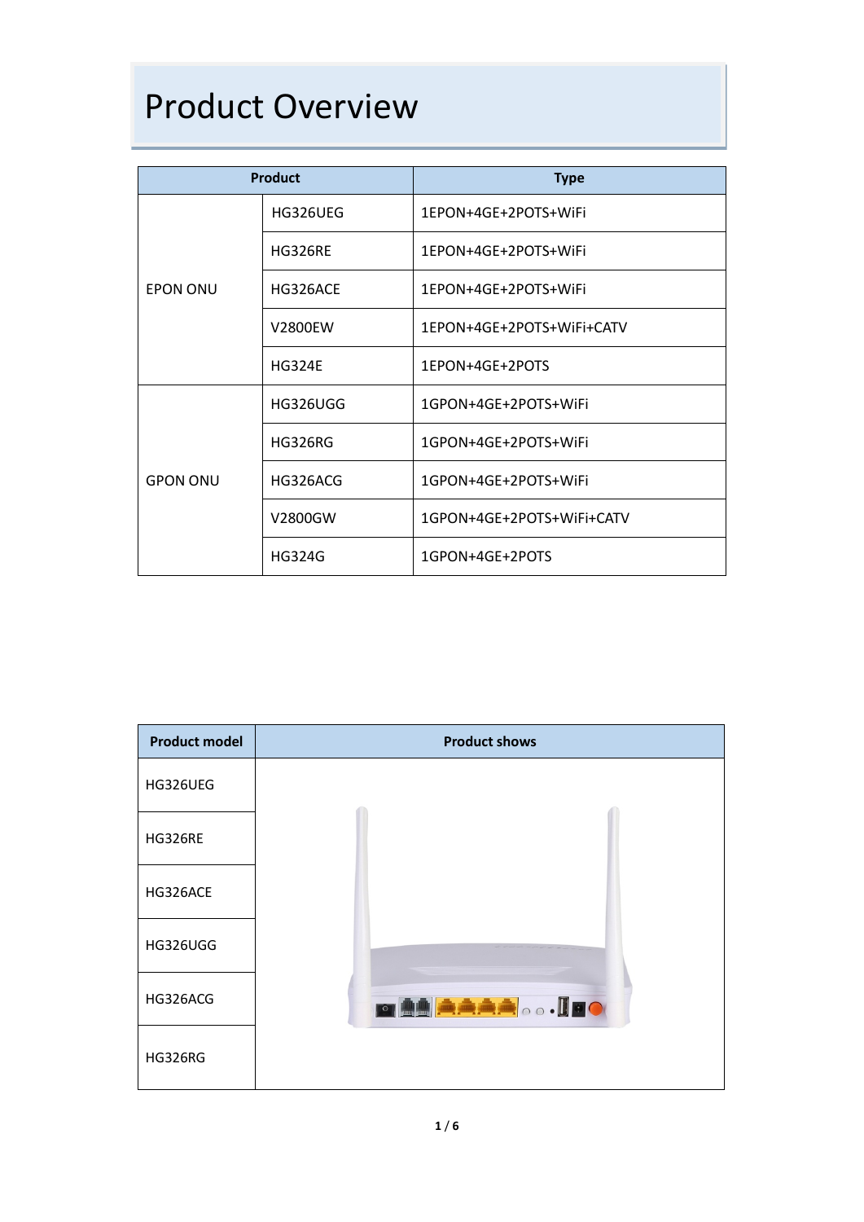# Product Overview

| Product | | Type |
|---|---|---|
| EPON ONU | HG326UEG | 1EPON+4GE+2POTS+WiFi |
| | HG326RE | 1EPON+4GE+2POTS+WiFi |
| | HG326ACE | 1EPON+4GE+2POTS+WiFi |
| | V2800EW | 1EPON+4GE+2POTS+WiFi+CATV |
| | HG324E | 1EPON+4GE+2POTS |
| GPON ONU | HG326UGG | 1GPON+4GE+2POTS+WiFi |
| | HG326RG | 1GPON+4GE+2POTS+WiFi |
| | HG326ACG | 1GPON+4GE+2POTS+WiFi |
| | V2800GW | 1GPON+4GE+2POTS+WiFi+CATV |
| | HG324G | 1GPON+4GE+2POTS |

| Product model | Product shows |
|---|---|
| HG326UEG | |
| HG326RE | |
| HG326ACE | |
| HG326UGG | |
| HG326ACG | |
| HG326RG | |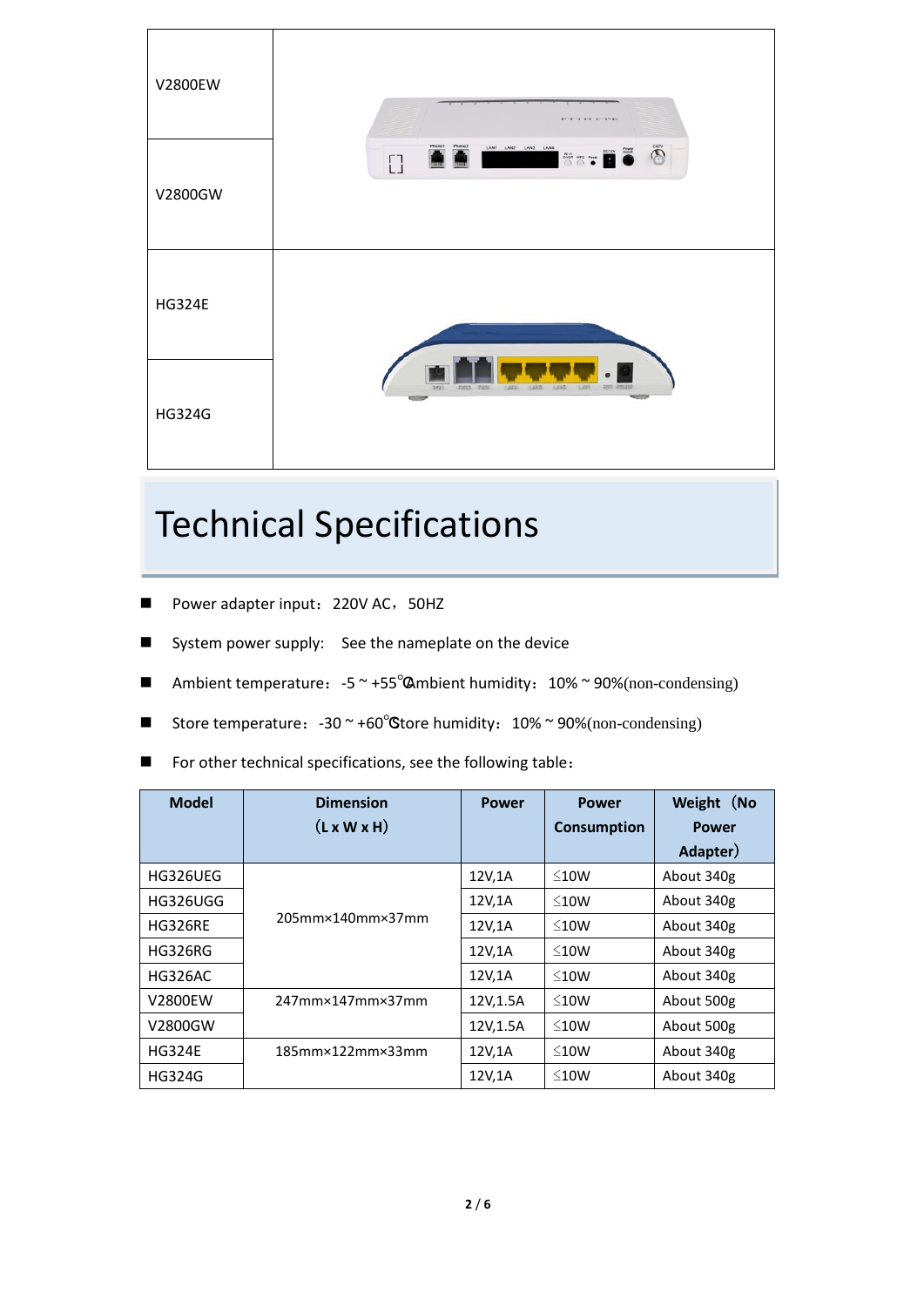| V2800EW | |
|---|---|
| V2800GW | |
| HG324E | |
| HG324G | |

# Technical Specifications

- Power adapter input：220V AC，50HZ
- System power supply:  See the nameplate on the device
- Ambient temperature：-5 ~ +55℃ Ambient humidity：10% ~ 90%(non-condensing)
- Store temperature：-30 ~ +60℃ Store humidity：10% ~ 90%(non-condensing)
- For other technical specifications, see the following table：

| Model | Dimension (L x W x H) | Power | Power Consumption | Weight（No Power Adapter） |
|---|---|---|---|---|
| HG326UEG | 205mm×140mm×37mm | 12V,1A | ≤10W | About 340g |
| HG326UGG | | 12V,1A | ≤10W | About 340g |
| HG326RE | | 12V,1A | ≤10W | About 340g |
| HG326RG | | 12V,1A | ≤10W | About 340g |
| HG326AC | | 12V,1A | ≤10W | About 340g |
| V2800EW | 247mm×147mm×37mm | 12V,1.5A | ≤10W | About 500g |
| V2800GW | | 12V,1.5A | ≤10W | About 500g |
| HG324E | 185mm×122mm×33mm | 12V,1A | ≤10W | About 340g |
| HG324G | | 12V,1A | ≤10W | About 340g |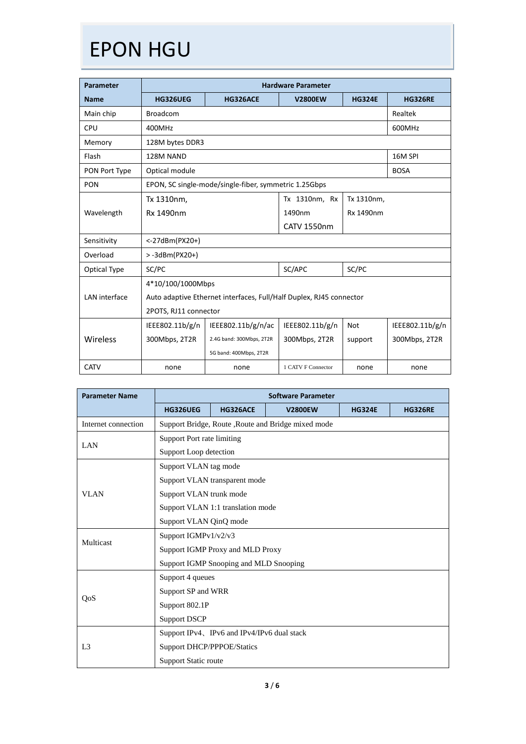# EPON HGU

| Parameter | Hardware Parameter | | | | |
|---|---|---|---|---|---|
| Name | HG326UEG | HG326ACE | V2800EW | HG324E | HG326RE |
| Main chip | Broadcom | | | | Realtek |
| CPU | 400MHz | | | | 600MHz |
| Memory | 128M bytes DDR3 | | | | |
| Flash | 128M NAND | | | | 16M SPI |
| PON Port Type | Optical module | | | | BOSA |
| PON | EPON, SC single-mode/single-fiber, symmetric 1.25Gbps | | | | |
| Wavelength | Tx 1310nm, Rx 1490nm | | Tx 1310nm, Rx 1490nm CATV 1550nm | Tx 1310nm, Rx 1490nm | |
| Sensitivity | <-27dBm(PX20+) | | | | |
| Overload | > -3dBm(PX20+) | | | | |
| Optical Type | SC/PC | | SC/APC | SC/PC | |
| LAN interface | 4*10/100/1000Mbps<br>Auto adaptive Ethernet interfaces, Full/Half Duplex, RJ45 connector<br>2POTS, RJ11 connector | | | | |
| Wireless | IEEE802.11b/g/n 300Mbps, 2T2R | IEEE802.11b/g/n/ac<br>2.4G band: 300Mbps, 2T2R<br>5G band: 400Mbps, 2T2R | IEEE802.11b/g/n 300Mbps, 2T2R | Not support | IEEE802.11b/g/n 300Mbps, 2T2R |
| CATV | none | none | 1 CATV F Connector | none | none |

| Parameter Name | Software Parameter | | | | |
|---|---|---|---|---|---|
| | HG326UEG | HG326ACE | V2800EW | HG324E | HG326RE |
| Internet connection | Support Bridge, Route ,Route and Bridge mixed mode | | | | |
| LAN | Support Port rate limiting<br>Support Loop detection | | | | |
| VLAN | Support VLAN tag mode<br>Support VLAN transparent mode<br>Support VLAN trunk mode<br>Support VLAN 1:1 translation mode<br>Support VLAN QinQ mode | | | | |
| Multicast | Support IGMPv1/v2/v3<br>Support IGMP Proxy and MLD Proxy<br>Support IGMP Snooping and MLD Snooping | | | | |
| QoS | Support 4 queues<br>Support SP and WRR<br>Support 802.1P<br>Support DSCP | | | | |
| L3 | Support IPv4、IPv6 and IPv4/IPv6 dual stack<br>Support DHCP/PPPOE/Statics<br>Support Static route | | | | |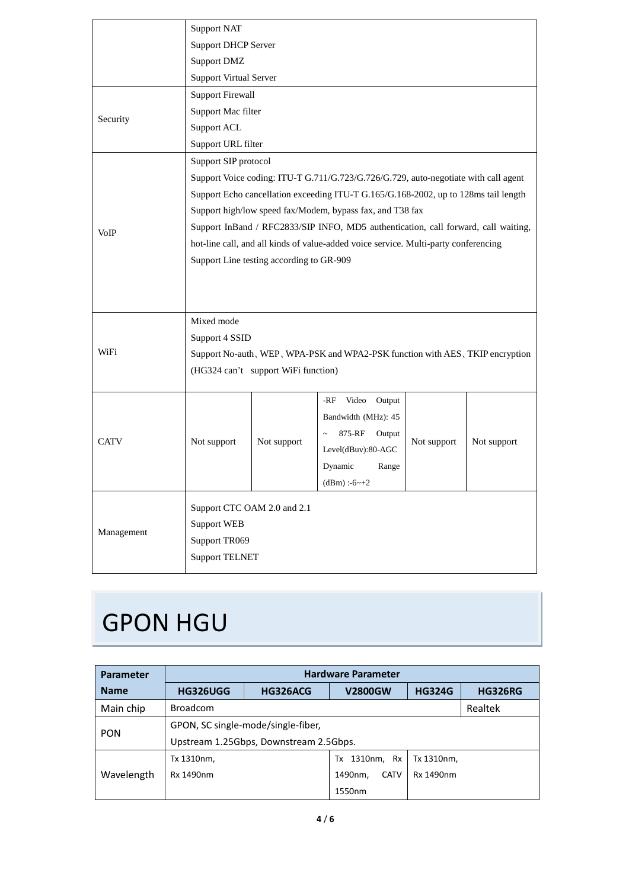| | | | | | |
|---|---|---|---|---|---|
| | Support NAT<br>Support DHCP Server<br>Support DMZ<br>Support Virtual Server | | | | |
| Security | Support Firewall<br>Support Mac filter<br>Support ACL<br>Support URL filter | | | | |
| VoIP | Support SIP protocol<br>Support Voice coding: ITU-T G.711/G.723/G.726/G.729, auto-negotiate with call agent<br>Support Echo cancellation exceeding ITU-T G.165/G.168-2002, up to 128ms tail length<br>Support high/low speed fax/Modem, bypass fax, and T38 fax<br>Support InBand / RFC2833/SIP INFO, MD5 authentication, call forward, call waiting, hot-line call, and all kinds of value-added voice service. Multi-party conferencing<br>Support Line testing according to GR-909 | | | | |
| WiFi | Mixed mode<br>Support 4 SSID<br>Support No-auth、WEP、WPA-PSK and WPA2-PSK function with AES、TKIP encryption<br>(HG324 can't support WiFi function) | | | | |
| CATV | Not support | Not support | -RF Video Output Bandwidth (MHz): 45 ~ 875-RF Output Level(dBuv):80-AGC Dynamic Range (dBm) :-6~+2 | Not support | Not support |
| Management | Support CTC OAM 2.0 and 2.1<br>Support WEB<br>Support TR069<br>Support TELNET | | | | |

# GPON HGU

| Parameter Name | Hardware Parameter | | | | |
|---|---|---|---|---|---|
| | **HG326UGG** | **HG326ACG** | **V2800GW** | **HG324G** | **HG326RG** |
| Main chip | Broadcom | | | | Realtek |
| PON | GPON, SC single-mode/single-fiber,<br>Upstream 1.25Gbps, Downstream 2.5Gbps. | | | | |
| Wavelength | Tx 1310nm,<br>Rx 1490nm | | Tx 1310nm, Rx 1490nm, CATV 1550nm | Tx 1310nm,<br>Rx 1490nm | |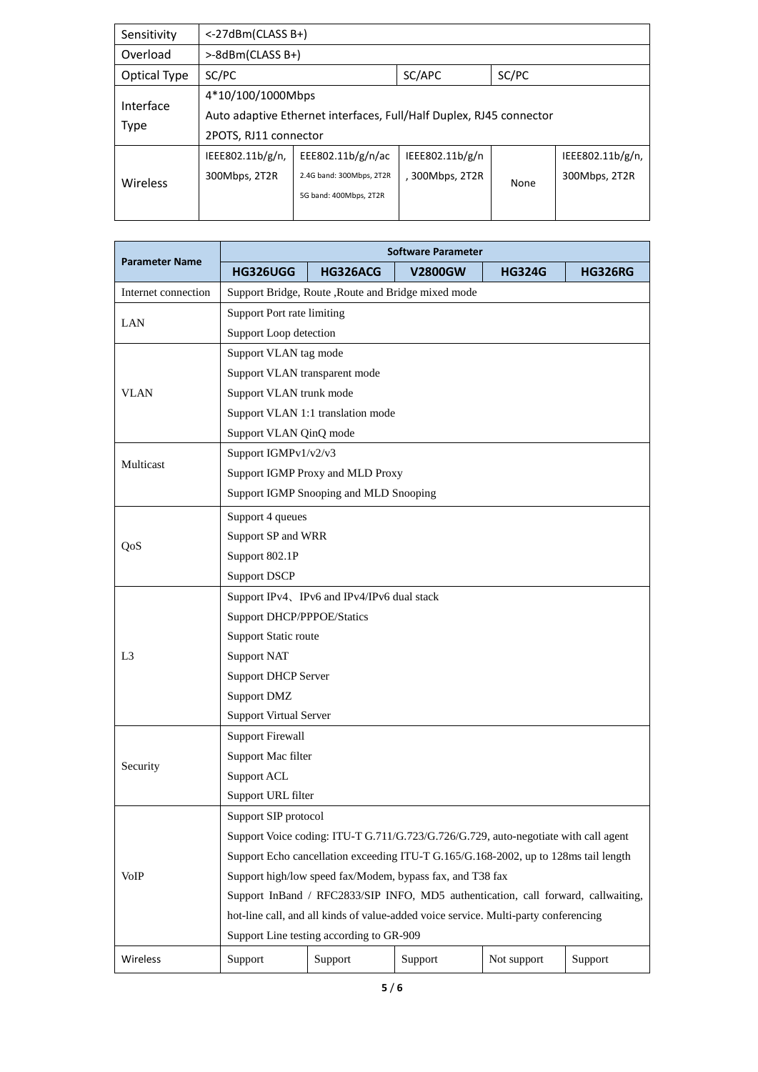| Sensitivity | <-27dBm(CLASS B+) | | | | |
|---|---|---|---|---|---|
| Overload | >-8dBm(CLASS B+) | | | | |
| Optical Type | SC/PC | | SC/APC | SC/PC | |
| Interface Type | 4*10/100/1000Mbps<br>Auto adaptive Ethernet interfaces, Full/Half Duplex, RJ45 connector<br>2POTS, RJ11 connector | | | | |
| Wireless | IEEE802.11b/g/n, 300Mbps, 2T2R | EEE802.11b/g/n/ac<br>2.4G band: 300Mbps, 2T2R<br>5G band: 400Mbps, 2T2R | IEEE802.11b/g/n, 300Mbps, 2T2R | None | IEEE802.11b/g/n, 300Mbps, 2T2R |

| Parameter Name | Software Parameter | | | | |
|---|---|---|---|---|---|
| | **HG326UGG** | **HG326ACG** | **V2800GW** | **HG324G** | **HG326RG** |
| Internet connection | Support Bridge, Route ,Route and Bridge mixed mode | | | | |
| LAN | Support Port rate limiting<br>Support Loop detection | | | | |
| VLAN | Support VLAN tag mode<br>Support VLAN transparent mode<br>Support VLAN trunk mode<br>Support VLAN 1:1 translation mode<br>Support VLAN QinQ mode | | | | |
| Multicast | Support IGMPv1/v2/v3<br>Support IGMP Proxy and MLD Proxy<br>Support IGMP Snooping and MLD Snooping | | | | |
| QoS | Support 4 queues<br>Support SP and WRR<br>Support 802.1P<br>Support DSCP | | | | |
| L3 | Support IPv4、IPv6 and IPv4/IPv6 dual stack<br>Support DHCP/PPPOE/Statics<br>Support Static route<br>Support NAT<br>Support DHCP Server<br>Support DMZ<br>Support Virtual Server | | | | |
| Security | Support Firewall<br>Support Mac filter<br>Support ACL<br>Support URL filter | | | | |
| VoIP | Support SIP protocol<br>Support Voice coding: ITU-T G.711/G.723/G.726/G.729, auto-negotiate with call agent<br>Support Echo cancellation exceeding ITU-T G.165/G.168-2002, up to 128ms tail length<br>Support high/low speed fax/Modem, bypass fax, and T38 fax<br>Support InBand / RFC2833/SIP INFO, MD5 authentication, call forward, callwaiting, hot-line call, and all kinds of value-added voice service. Multi-party conferencing<br>Support Line testing according to GR-909 | | | | |
| Wireless | Support | Support | Support | Not support | Support |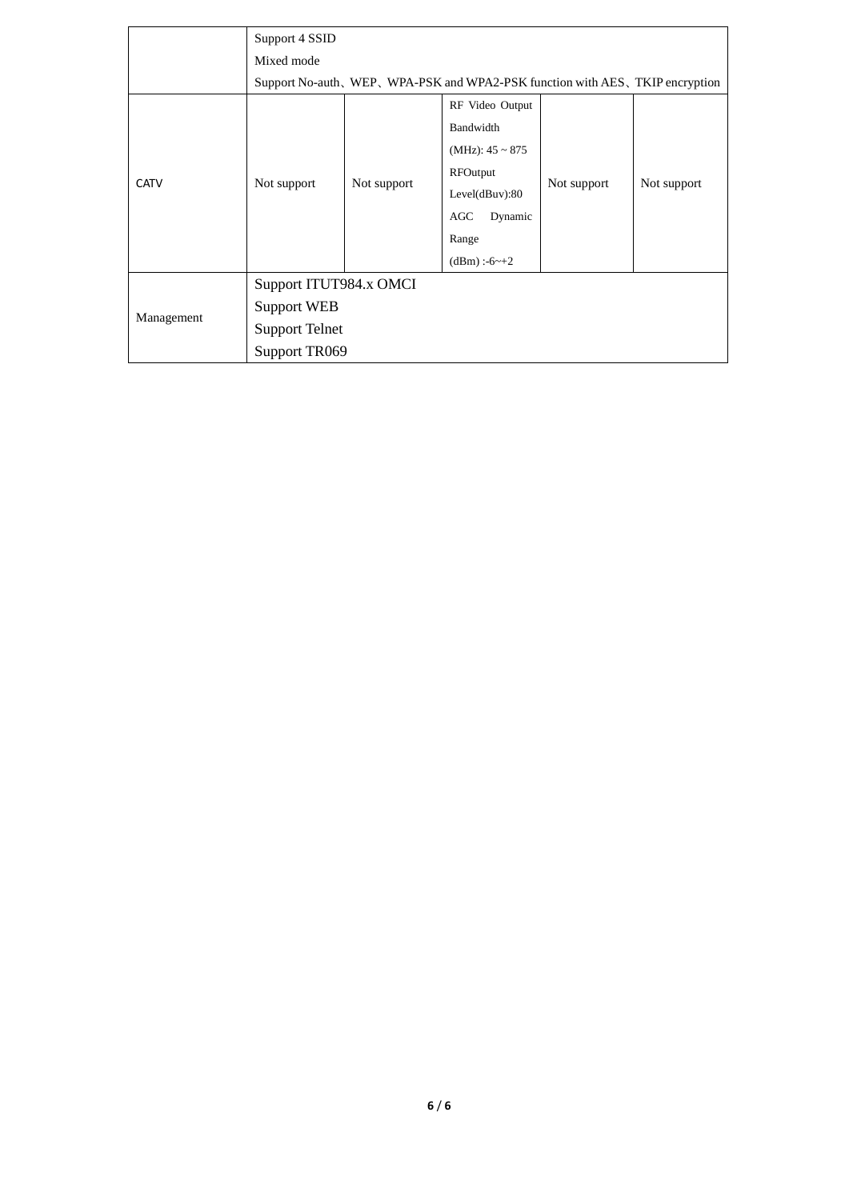| | | | | | |
|---|---|---|---|---|---|
| | Support 4 SSID<br>Mixed mode<br>Support No-auth、WEP、WPA-PSK and WPA2-PSK function with AES、TKIP encryption | | | | |
| CATV | Not support | Not support | RF Video Output Bandwidth (MHz): 45 ~ 875<br>RFOutput Level(dBuv):80<br>AGC Dynamic Range (dBm) :-6~+2 | Not support | Not support |
| Management | Support ITUT984.x OMCI<br>Support WEB<br>Support Telnet<br>Support TR069 | | | | |